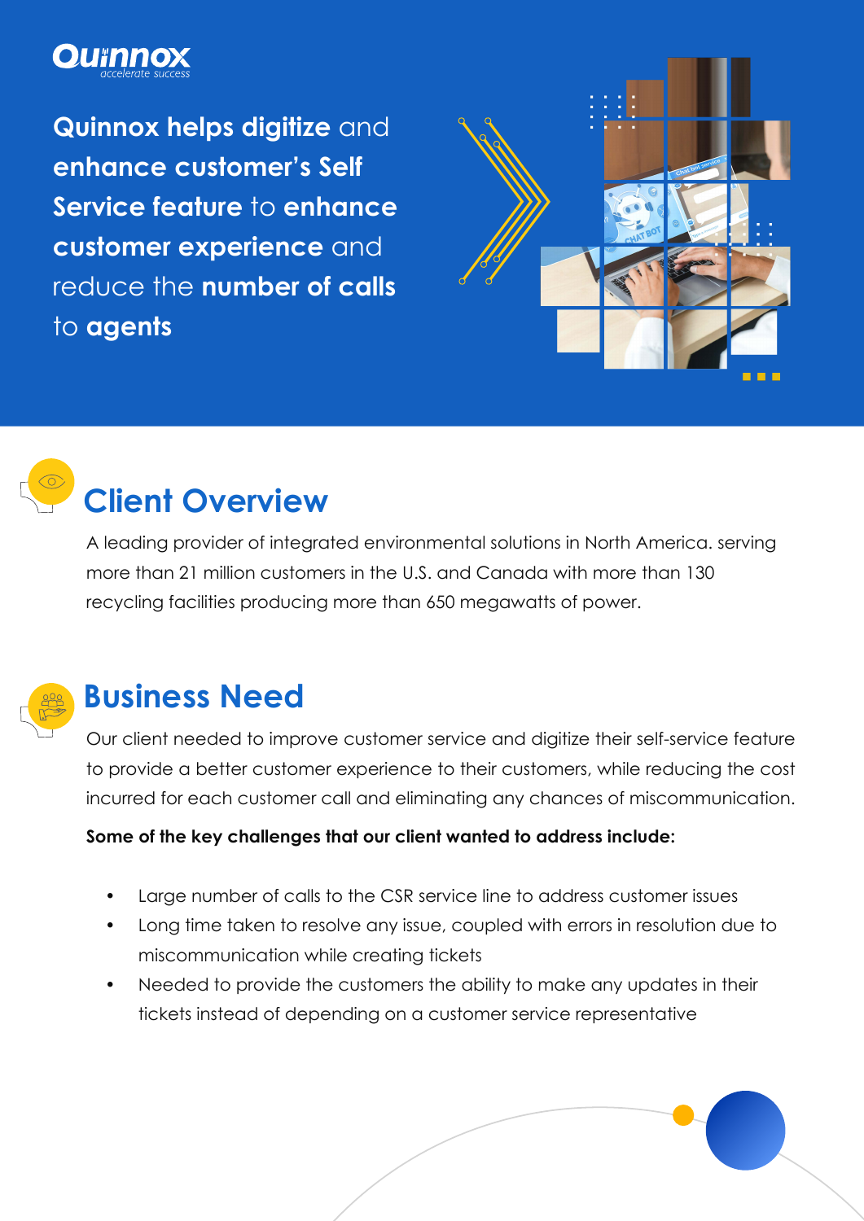Quinnox
*accelerate success*

# **Quinnox helps digitize** and **enhance customer's Self Service feature** to **enhance customer experience** and reduce the **number of calls** to **agents**

## Client Overview

A leading provider of integrated environmental solutions in North America. serving more than 21 million customers in the U.S. and Canada with more than 130 recycling facilities producing more than 650 megawatts of power.

## Business Need

Our client needed to improve customer service and digitize their self-service feature to provide a better customer experience to their customers, while reducing the cost incurred for each customer call and eliminating any chances of miscommunication.

**Some of the key challenges that our client wanted to address include:**

- Large number of calls to the CSR service line to address customer issues
- Long time taken to resolve any issue, coupled with errors in resolution due to miscommunication while creating tickets
- Needed to provide the customers the ability to make any updates in their tickets instead of depending on a customer service representative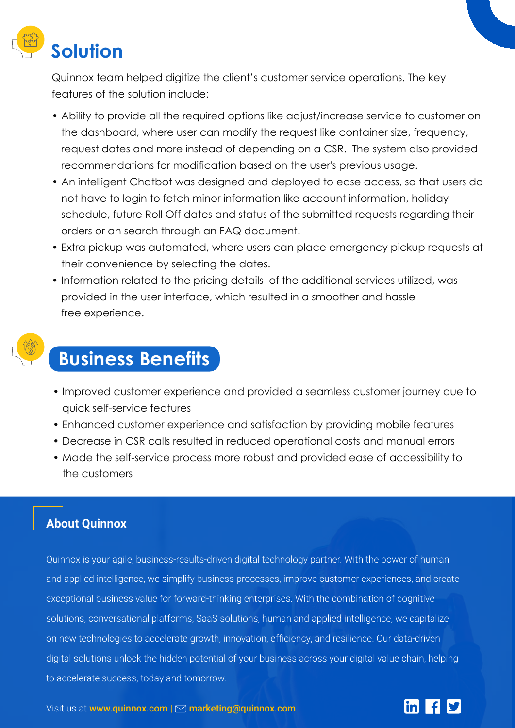## Solution

Quinnox team helped digitize the client's customer service operations. The key features of the solution include:

- Ability to provide all the required options like adjust/increase service to customer on the dashboard, where user can modify the request like container size, frequency, request dates and more instead of depending on a CSR. The system also provided recommendations for modification based on the user's previous usage.
- An intelligent Chatbot was designed and deployed to ease access, so that users do not have to login to fetch minor information like account information, holiday schedule, future Roll Off dates and status of the submitted requests regarding their orders or an search through an FAQ document.
- Extra pickup was automated, where users can place emergency pickup requests at their convenience by selecting the dates.
- Information related to the pricing details of the additional services utilized, was provided in the user interface, which resulted in a smoother and hassle free experience.

## Business Benefits

- Improved customer experience and provided a seamless customer journey due to quick self-service features
- Enhanced customer experience and satisfaction by providing mobile features
- Decrease in CSR calls resulted in reduced operational costs and manual errors
- Made the self-service process more robust and provided ease of accessibility to the customers

### About Quinnox

Quinnox is your agile, business-results-driven digital technology partner. With the power of human and applied intelligence, we simplify business processes, improve customer experiences, and create exceptional business value for forward-thinking enterprises. With the combination of cognitive solutions, conversational platforms, SaaS solutions, human and applied intelligence, we capitalize on new technologies to accelerate growth, innovation, efficiency, and resilience. Our data-driven digital solutions unlock the hidden potential of your business across your digital value chain, helping to accelerate success, today and tomorrow.

Visit us at **www.quinnox.com** | **marketing@quinnox.com**